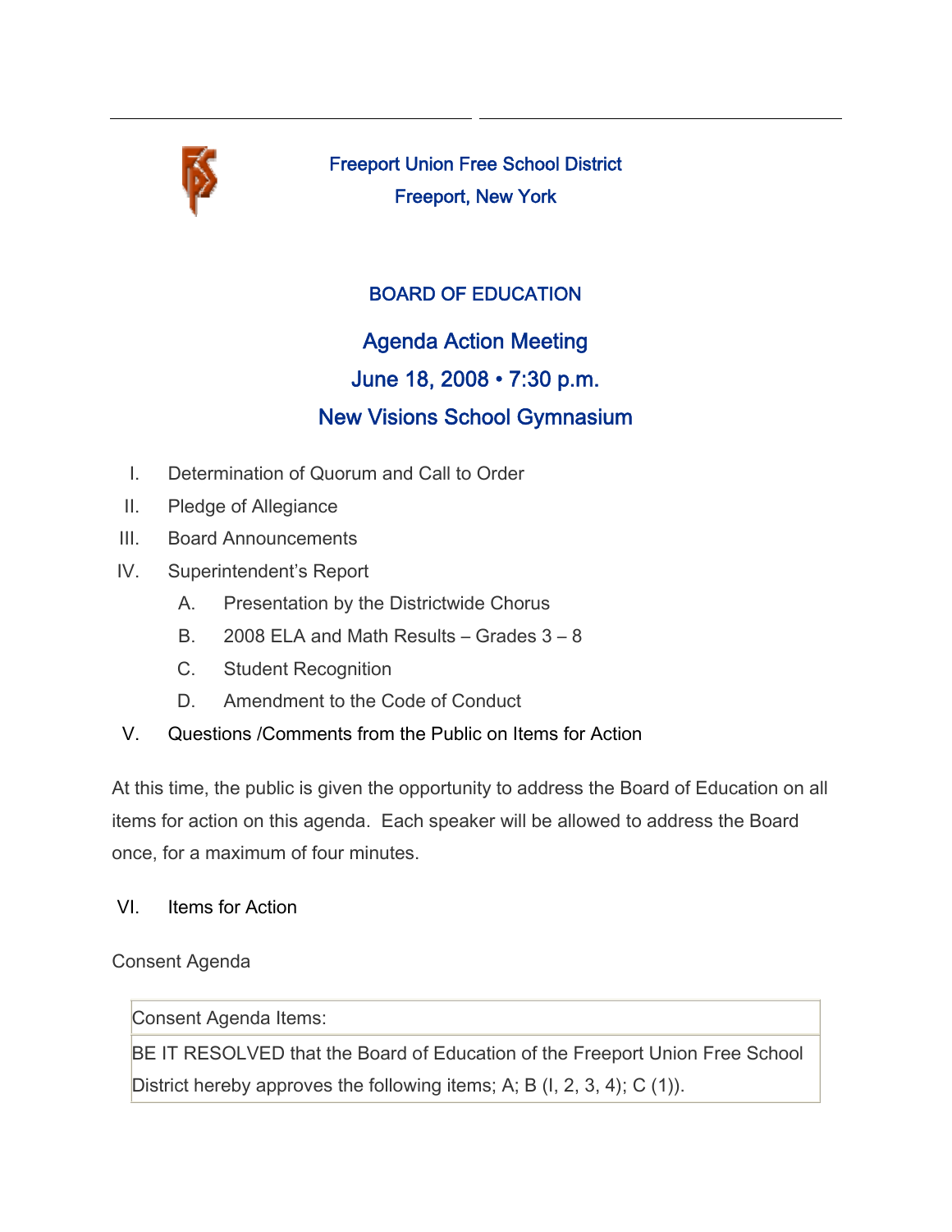# Freeport Union Free School District

## Freeport, New York

## BOARD OF EDUCATION

## Agenda Action Meeting

## June 18, 2008 • 7:30 p.m.

## New Visions School Gymnasium

I. Determination of Quorum and Call to Order

II. Pledge of Allegiance

III. Board Announcements

IV. Superintendent's Report

   A. Presentation by the Districtwide Chorus

   B. 2008 ELA and Math Results – Grades 3 – 8

   C. Student Recognition

   D. Amendment to the Code of Conduct

V. Questions /Comments from the Public on Items for Action

At this time, the public is given the opportunity to address the Board of Education on all items for action on this agenda. Each speaker will be allowed to address the Board once, for a maximum of four minutes.

VI. Items for Action

Consent Agenda

| Consent Agenda Items: |
| --- |
| BE IT RESOLVED that the Board of Education of the Freeport Union Free School District hereby approves the following items; A; B (I, 2, 3, 4); C (1)). |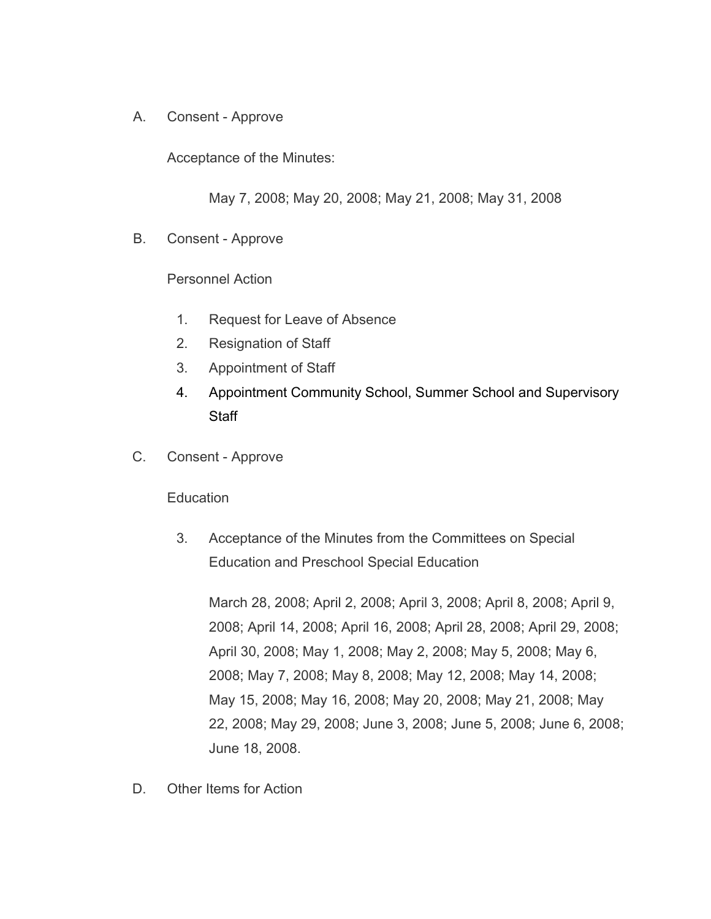A. Consent - Approve

Acceptance of the Minutes:

May 7, 2008; May 20, 2008; May 21, 2008; May 31, 2008

B. Consent - Approve

Personnel Action

1. Request for Leave of Absence
2. Resignation of Staff
3. Appointment of Staff
4. Appointment Community School, Summer School and Supervisory Staff

C. Consent - Approve

Education

3. Acceptance of the Minutes from the Committees on Special Education and Preschool Special Education

   March 28, 2008; April 2, 2008; April 3, 2008; April 8, 2008; April 9, 2008; April 14, 2008; April 16, 2008; April 28, 2008; April 29, 2008; April 30, 2008; May 1, 2008; May 2, 2008; May 5, 2008; May 6, 2008; May 7, 2008; May 8, 2008; May 12, 2008; May 14, 2008; May 15, 2008; May 16, 2008; May 20, 2008; May 21, 2008; May 22, 2008; May 29, 2008; June 3, 2008; June 5, 2008; June 6, 2008; June 18, 2008.

D. Other Items for Action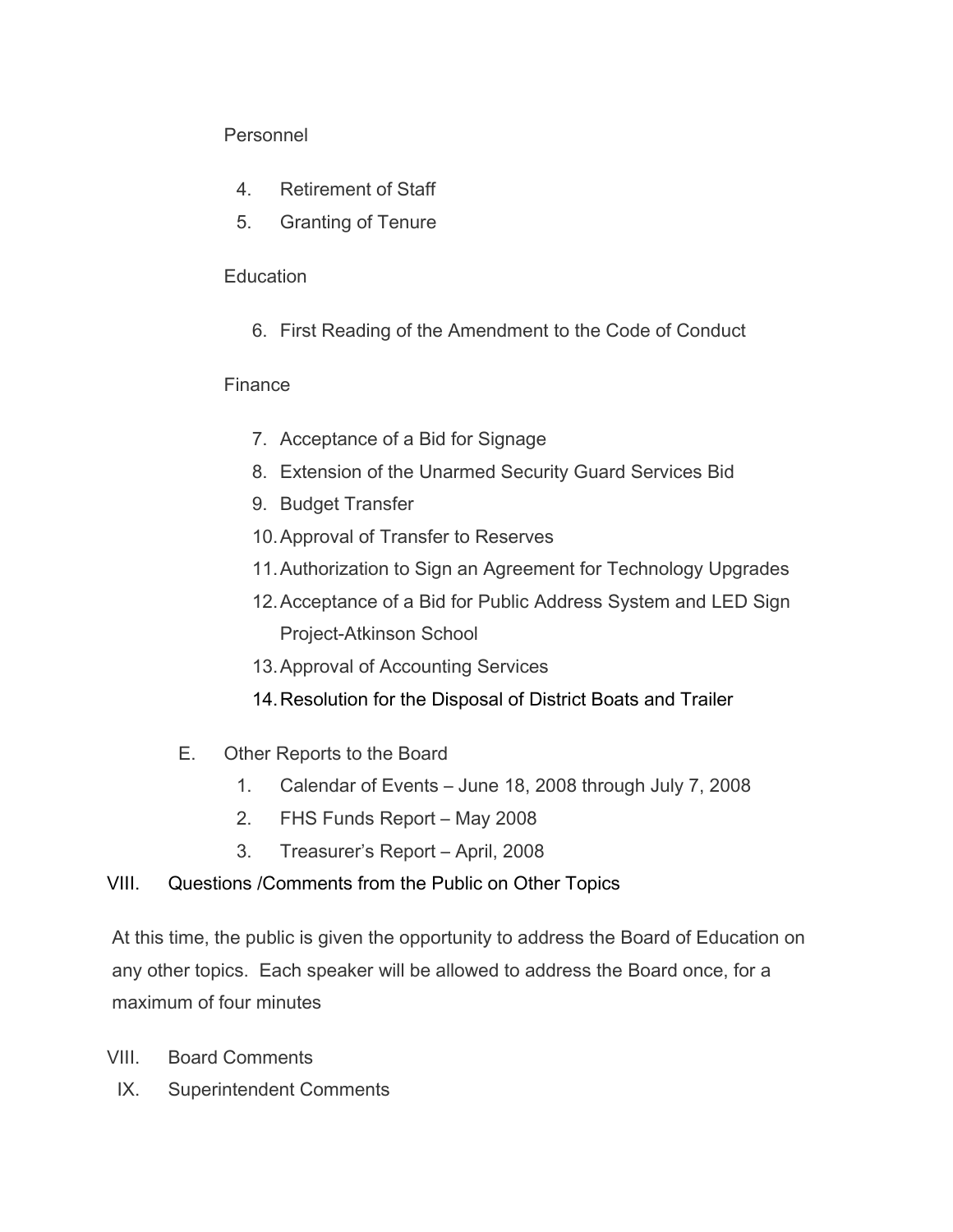Personnel

4. Retirement of Staff
5. Granting of Tenure

Education

6. First Reading of the Amendment to the Code of Conduct

Finance

7. Acceptance of a Bid for Signage
8. Extension of the Unarmed Security Guard Services Bid
9. Budget Transfer
10. Approval of Transfer to Reserves
11. Authorization to Sign an Agreement for Technology Upgrades
12. Acceptance of a Bid for Public Address System and LED Sign Project-Atkinson School
13. Approval of Accounting Services
14. Resolution for the Disposal of District Boats and Trailer

E. Other Reports to the Board
   1. Calendar of Events – June 18, 2008 through July 7, 2008
   2. FHS Funds Report – May 2008
   3. Treasurer's Report – April, 2008

VIII. Questions /Comments from the Public on Other Topics

At this time, the public is given the opportunity to address the Board of Education on any other topics. Each speaker will be allowed to address the Board once, for a maximum of four minutes

VIII. Board Comments

IX. Superintendent Comments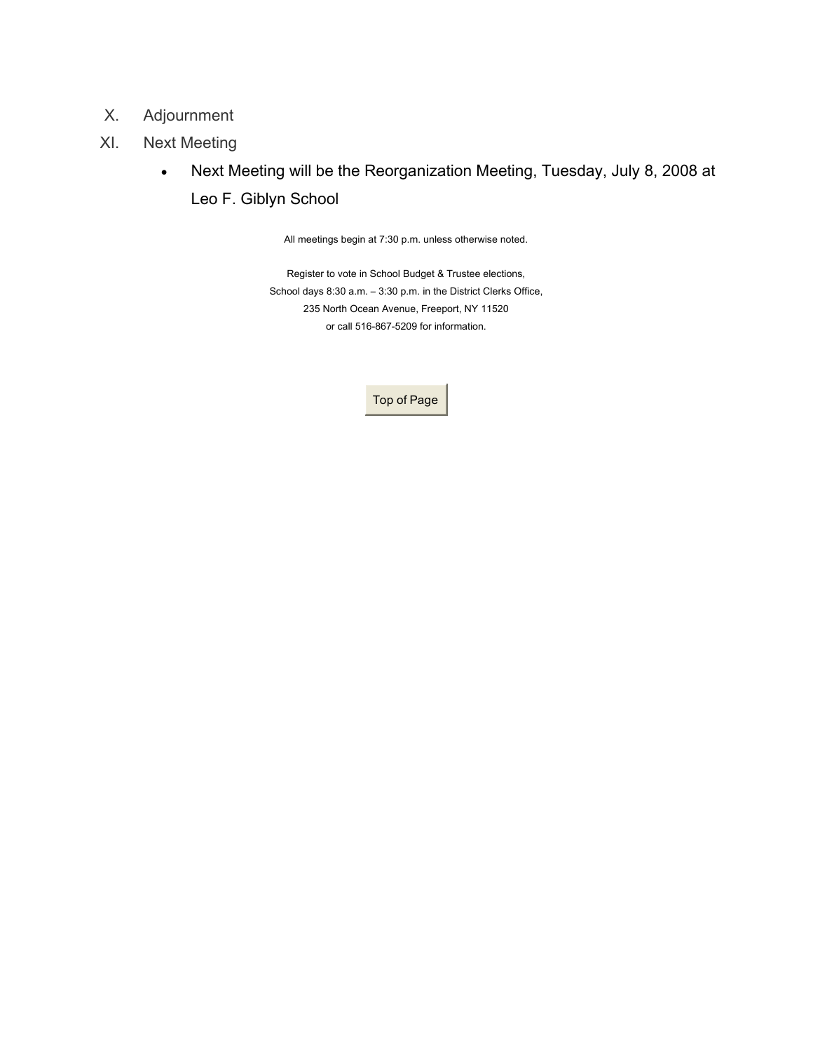X. Adjournment

XI. Next Meeting

- Next Meeting will be the Reorganization Meeting, Tuesday, July 8, 2008 at Leo F. Giblyn School

All meetings begin at 7:30 p.m. unless otherwise noted.

Register to vote in School Budget & Trustee elections,
School days 8:30 a.m. – 3:30 p.m. in the District Clerks Office,
235 North Ocean Avenue, Freeport, NY 11520
or call 516-867-5209 for information.

Top of Page